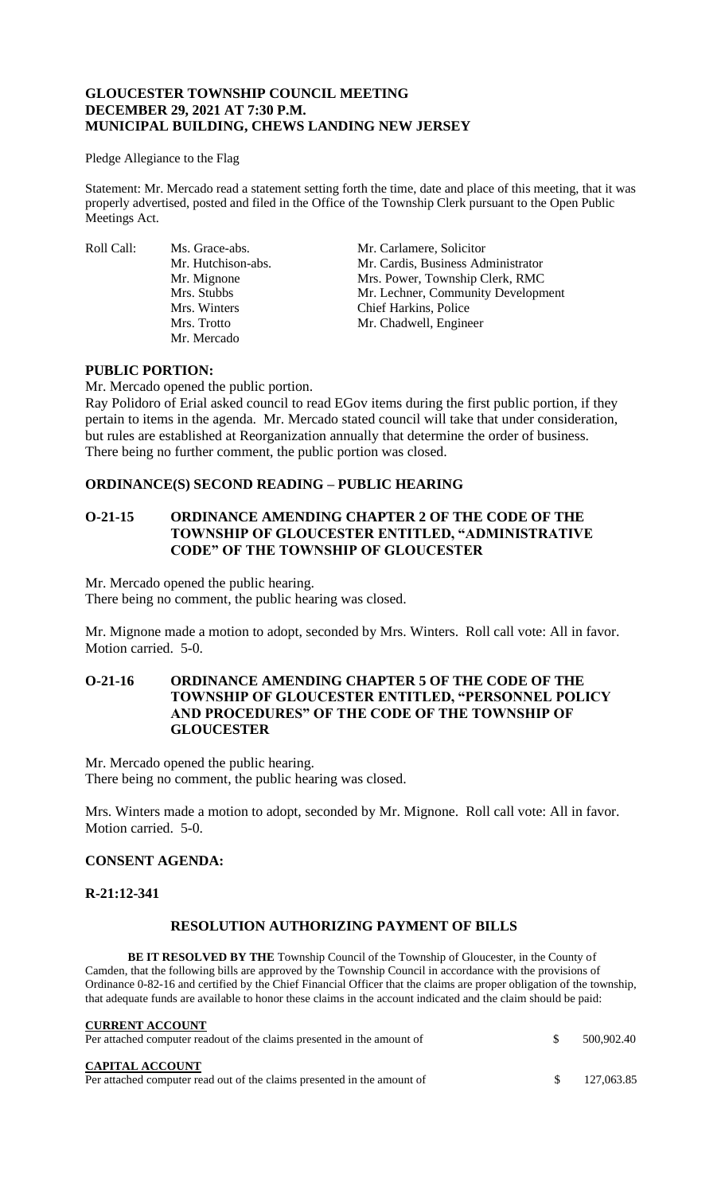**GLOUCESTER TOWNSHIP COUNCIL MEETING**
**DECEMBER 29, 2021 AT 7:30 P.M.**
**MUNICIPAL BUILDING, CHEWS LANDING NEW JERSEY**

Pledge Allegiance to the Flag

Statement: Mr. Mercado read a statement setting forth the time, date and place of this meeting, that it was properly advertised, posted and filed in the Office of the Township Clerk pursuant to the Open Public Meetings Act.

| Roll Call: | | |
|---|---|---|
| | Ms. Grace-abs. | Mr. Carlamere, Solicitor |
| | Mr. Hutchison-abs. | Mr. Cardis, Business Administrator |
| | Mr. Mignone | Mrs. Power, Township Clerk, RMC |
| | Mrs. Stubbs | Mr. Lechner, Community Development |
| | Mrs. Winters | Chief Harkins, Police |
| | Mrs. Trotto | Mr. Chadwell, Engineer |
| | Mr. Mercado | |

**PUBLIC PORTION:**

Mr. Mercado opened the public portion.

Ray Polidoro of Erial asked council to read EGov items during the first public portion, if they pertain to items in the agenda. Mr. Mercado stated council will take that under consideration, but rules are established at Reorganization annually that determine the order of business.

There being no further comment, the public portion was closed.

**ORDINANCE(S) SECOND READING – PUBLIC HEARING**

**O-21-15 ORDINANCE AMENDING CHAPTER 2 OF THE CODE OF THE TOWNSHIP OF GLOUCESTER ENTITLED, "ADMINISTRATIVE CODE" OF THE TOWNSHIP OF GLOUCESTER**

Mr. Mercado opened the public hearing.
There being no comment, the public hearing was closed.

Mr. Mignone made a motion to adopt, seconded by Mrs. Winters. Roll call vote: All in favor. Motion carried. 5-0.

**O-21-16 ORDINANCE AMENDING CHAPTER 5 OF THE CODE OF THE TOWNSHIP OF GLOUCESTER ENTITLED, "PERSONNEL POLICY AND PROCEDURES" OF THE CODE OF THE TOWNSHIP OF GLOUCESTER**

Mr. Mercado opened the public hearing.
There being no comment, the public hearing was closed.

Mrs. Winters made a motion to adopt, seconded by Mr. Mignone. Roll call vote: All in favor. Motion carried. 5-0.

**CONSENT AGENDA:**

**R-21:12-341**

**RESOLUTION AUTHORIZING PAYMENT OF BILLS**

**BE IT RESOLVED BY THE** Township Council of the Township of Gloucester, in the County of Camden, that the following bills are approved by the Township Council in accordance with the provisions of Ordinance 0-82-16 and certified by the Chief Financial Officer that the claims are proper obligation of the township, that adequate funds are available to honor these claims in the account indicated and the claim should be paid:

**CURRENT ACCOUNT**
Per attached computer readout of the claims presented in the amount of $ 500,902.40

**CAPITAL ACCOUNT**
Per attached computer read out of the claims presented in the amount of $ 127,063.85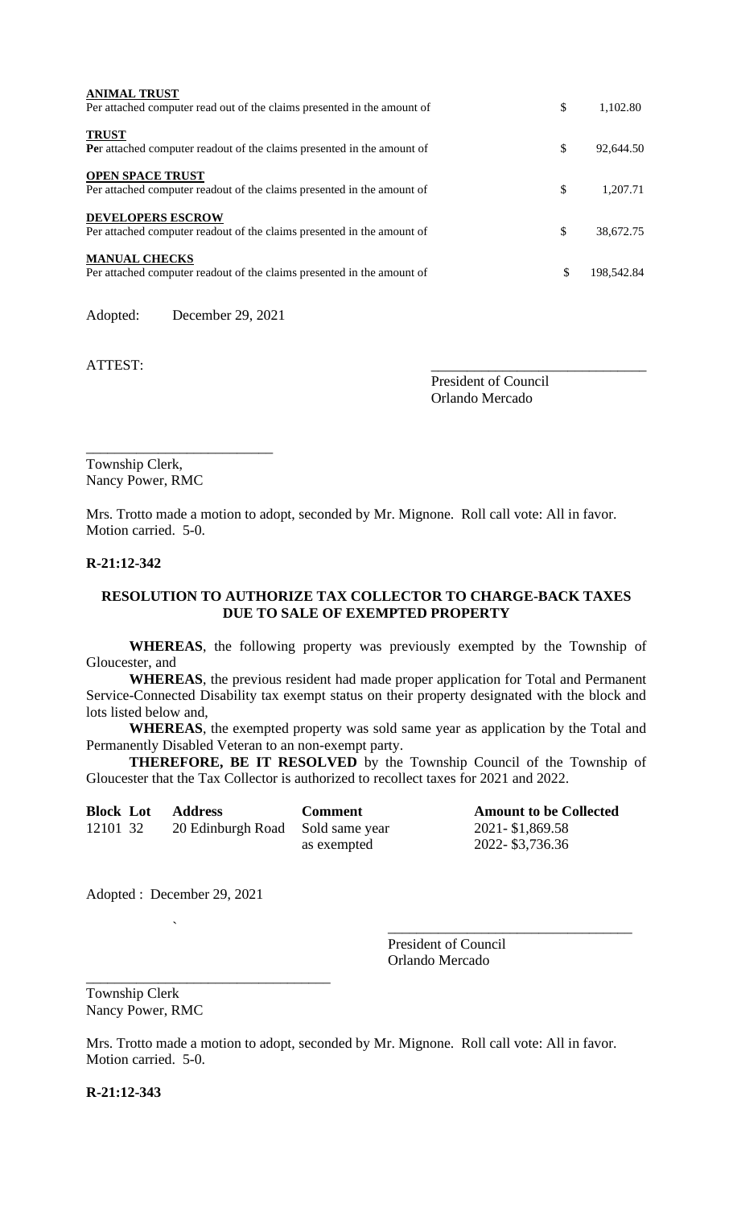**ANIMAL TRUST**
Per attached computer read out of the claims presented in the amount of $ 1,102.80

**TRUST**
**Pe**r attached computer readout of the claims presented in the amount of $ 92,644.50

**OPEN SPACE TRUST**
Per attached computer readout of the claims presented in the amount of $ 1,207.71

**DEVELOPERS ESCROW**
Per attached computer readout of the claims presented in the amount of $ 38,672.75

**MANUAL CHECKS**
Per attached computer readout of the claims presented in the amount of $ 198,542.84

Adopted: December 29, 2021

ATTEST:

______________________________
President of Council
Orlando Mercado

__________________________
Township Clerk,
Nancy Power, RMC

Mrs. Trotto made a motion to adopt, seconded by Mr. Mignone. Roll call vote: All in favor. Motion carried. 5-0.

**R-21:12-342**

**RESOLUTION TO AUTHORIZE TAX COLLECTOR TO CHARGE-BACK TAXES DUE TO SALE OF EXEMPTED PROPERTY**

**WHEREAS**, the following property was previously exempted by the Township of Gloucester, and

**WHEREAS**, the previous resident had made proper application for Total and Permanent Service-Connected Disability tax exempt status on their property designated with the block and lots listed below and,

**WHEREAS**, the exempted property was sold same year as application by the Total and Permanently Disabled Veteran to an non-exempt party.

**THEREFORE, BE IT RESOLVED** by the Township Council of the Township of Gloucester that the Tax Collector is authorized to recollect taxes for 2021 and 2022.

| Block | Lot | Address | Comment | Amount to be Collected |
|---|---|---|---|---|
| 12101 | 32 | 20 Edinburgh Road | Sold same year as exempted | 2021- $1,869.58<br>2022- $3,736.36 |

Adopted : December 29, 2021

______________________________
President of Council
Orlando Mercado

__________________________
Township Clerk
Nancy Power, RMC

Mrs. Trotto made a motion to adopt, seconded by Mr. Mignone. Roll call vote: All in favor. Motion carried. 5-0.

**R-21:12-343**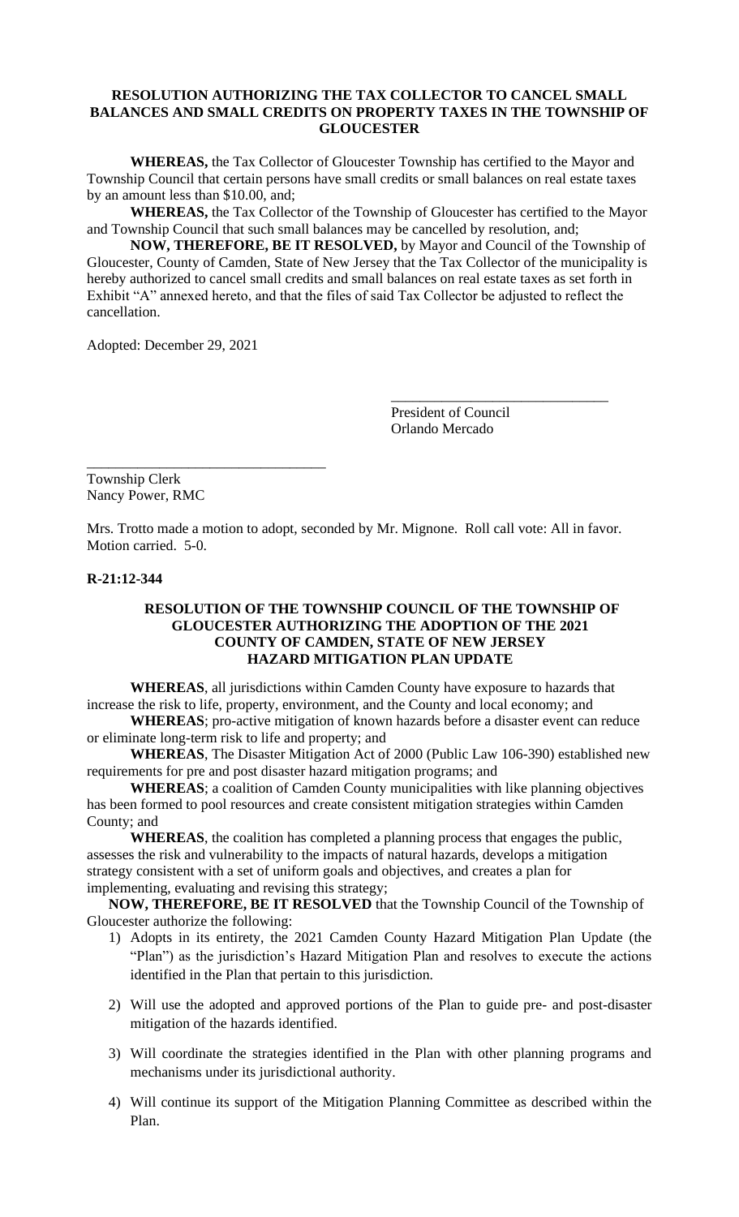**RESOLUTION AUTHORIZING THE TAX COLLECTOR TO CANCEL SMALL BALANCES AND SMALL CREDITS ON PROPERTY TAXES IN THE TOWNSHIP OF GLOUCESTER**

**WHEREAS,** the Tax Collector of Gloucester Township has certified to the Mayor and Township Council that certain persons have small credits or small balances on real estate taxes by an amount less than $10.00, and;

**WHEREAS,** the Tax Collector of the Township of Gloucester has certified to the Mayor and Township Council that such small balances may be cancelled by resolution, and;

**NOW, THEREFORE, BE IT RESOLVED,** by Mayor and Council of the Township of Gloucester, County of Camden, State of New Jersey that the Tax Collector of the municipality is hereby authorized to cancel small credits and small balances on real estate taxes as set forth in Exhibit "A" annexed hereto, and that the files of said Tax Collector be adjusted to reflect the cancellation.

Adopted: December 29, 2021

______________________________
President of Council
Orlando Mercado

________________________________
Township Clerk
Nancy Power, RMC

Mrs. Trotto made a motion to adopt, seconded by Mr. Mignone. Roll call vote: All in favor. Motion carried. 5-0.

**R-21:12-344**

**RESOLUTION OF THE TOWNSHIP COUNCIL OF THE TOWNSHIP OF GLOUCESTER AUTHORIZING THE ADOPTION OF THE 2021 COUNTY OF CAMDEN, STATE OF NEW JERSEY HAZARD MITIGATION PLAN UPDATE**

**WHEREAS**, all jurisdictions within Camden County have exposure to hazards that increase the risk to life, property, environment, and the County and local economy; and

**WHEREAS**; pro-active mitigation of known hazards before a disaster event can reduce or eliminate long-term risk to life and property; and

**WHEREAS**, The Disaster Mitigation Act of 2000 (Public Law 106-390) established new requirements for pre and post disaster hazard mitigation programs; and

**WHEREAS**; a coalition of Camden County municipalities with like planning objectives has been formed to pool resources and create consistent mitigation strategies within Camden County; and

**WHEREAS**, the coalition has completed a planning process that engages the public, assesses the risk and vulnerability to the impacts of natural hazards, develops a mitigation strategy consistent with a set of uniform goals and objectives, and creates a plan for implementing, evaluating and revising this strategy;

**NOW, THEREFORE, BE IT RESOLVED** that the Township Council of the Township of Gloucester authorize the following:

1) Adopts in its entirety, the 2021 Camden County Hazard Mitigation Plan Update (the "Plan") as the jurisdiction's Hazard Mitigation Plan and resolves to execute the actions identified in the Plan that pertain to this jurisdiction.
2) Will use the adopted and approved portions of the Plan to guide pre- and post-disaster mitigation of the hazards identified.
3) Will coordinate the strategies identified in the Plan with other planning programs and mechanisms under its jurisdictional authority.
4) Will continue its support of the Mitigation Planning Committee as described within the Plan.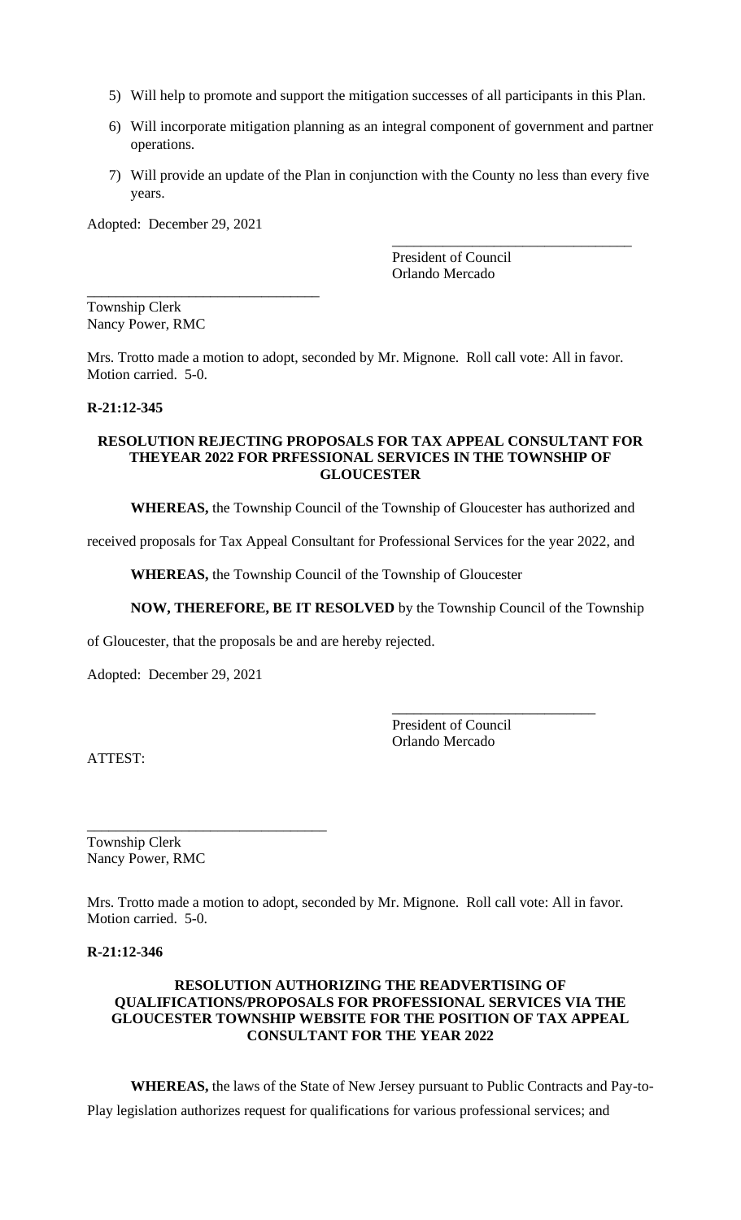5) Will help to promote and support the mitigation successes of all participants in this Plan.
6) Will incorporate mitigation planning as an integral component of government and partner operations.
7) Will provide an update of the Plan in conjunction with the County no less than every five years.

Adopted: December 29, 2021

_________________________________
President of Council
Orlando Mercado

_________________________________
Township Clerk
Nancy Power, RMC

Mrs. Trotto made a motion to adopt, seconded by Mr. Mignone. Roll call vote: All in favor. Motion carried. 5-0.

**R-21:12-345**

**RESOLUTION REJECTING PROPOSALS FOR TAX APPEAL CONSULTANT FOR THEYEAR 2022 FOR PRFESSIONAL SERVICES IN THE TOWNSHIP OF GLOUCESTER**

**WHEREAS,** the Township Council of the Township of Gloucester has authorized and received proposals for Tax Appeal Consultant for Professional Services for the year 2022, and

**WHEREAS,** the Township Council of the Township of Gloucester

**NOW, THEREFORE, BE IT RESOLVED** by the Township Council of the Township of Gloucester, that the proposals be and are hereby rejected.

Adopted: December 29, 2021

_____________________________
President of Council
Orlando Mercado

ATTEST:

_________________________________
Township Clerk
Nancy Power, RMC

Mrs. Trotto made a motion to adopt, seconded by Mr. Mignone. Roll call vote: All in favor. Motion carried. 5-0.

**R-21:12-346**

**RESOLUTION AUTHORIZING THE READVERTISING OF QUALIFICATIONS/PROPOSALS FOR PROFESSIONAL SERVICES VIA THE GLOUCESTER TOWNSHIP WEBSITE FOR THE POSITION OF TAX APPEAL CONSULTANT FOR THE YEAR 2022**

**WHEREAS,** the laws of the State of New Jersey pursuant to Public Contracts and Pay-to-Play legislation authorizes request for qualifications for various professional services; and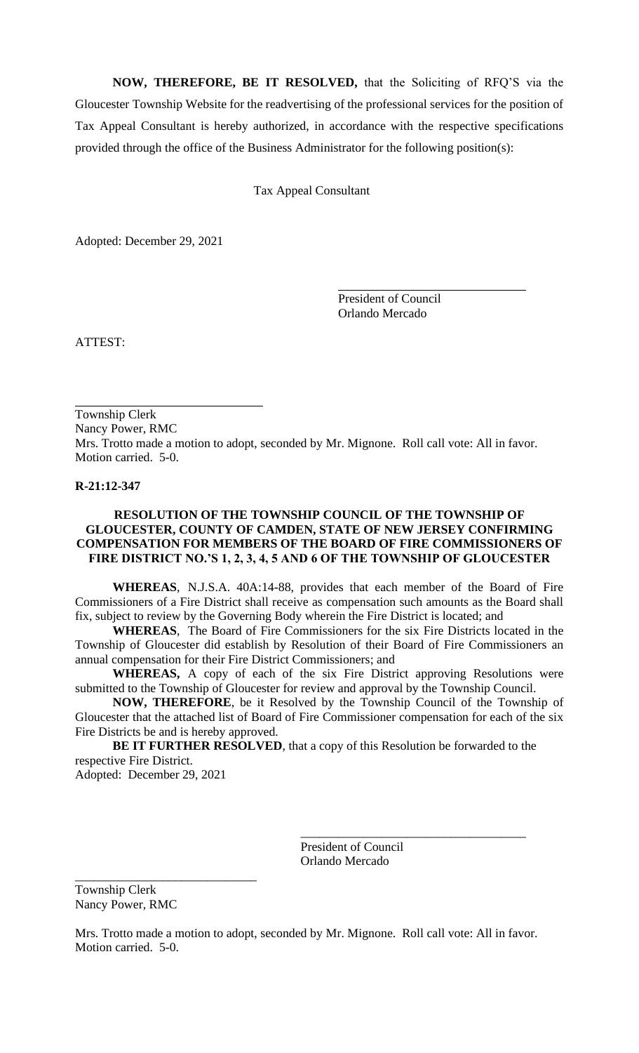**NOW, THEREFORE, BE IT RESOLVED,** that the Soliciting of RFQ'S via the Gloucester Township Website for the readvertising of the professional services for the position of Tax Appeal Consultant is hereby authorized, in accordance with the respective specifications provided through the office of the Business Administrator for the following position(s):

Tax Appeal Consultant

Adopted: December 29, 2021

President of Council
Orlando Mercado

ATTEST:

Township Clerk
Nancy Power, RMC

Mrs. Trotto made a motion to adopt, seconded by Mr. Mignone. Roll call vote: All in favor. Motion carried. 5-0.

**R-21:12-347**

**RESOLUTION OF THE TOWNSHIP COUNCIL OF THE TOWNSHIP OF GLOUCESTER, COUNTY OF CAMDEN, STATE OF NEW JERSEY CONFIRMING COMPENSATION FOR MEMBERS OF THE BOARD OF FIRE COMMISSIONERS OF FIRE DISTRICT NO.'S 1, 2, 3, 4, 5 AND 6 OF THE TOWNSHIP OF GLOUCESTER**

**WHEREAS**, N.J.S.A. 40A:14-88, provides that each member of the Board of Fire Commissioners of a Fire District shall receive as compensation such amounts as the Board shall fix, subject to review by the Governing Body wherein the Fire District is located; and

**WHEREAS**, The Board of Fire Commissioners for the six Fire Districts located in the Township of Gloucester did establish by Resolution of their Board of Fire Commissioners an annual compensation for their Fire District Commissioners; and

**WHEREAS,** A copy of each of the six Fire District approving Resolutions were submitted to the Township of Gloucester for review and approval by the Township Council.

**NOW, THEREFORE**, be it Resolved by the Township Council of the Township of Gloucester that the attached list of Board of Fire Commissioner compensation for each of the six Fire Districts be and is hereby approved.

**BE IT FURTHER RESOLVED**, that a copy of this Resolution be forwarded to the respective Fire District.

Adopted: December 29, 2021

President of Council
Orlando Mercado

Township Clerk
Nancy Power, RMC

Mrs. Trotto made a motion to adopt, seconded by Mr. Mignone. Roll call vote: All in favor. Motion carried. 5-0.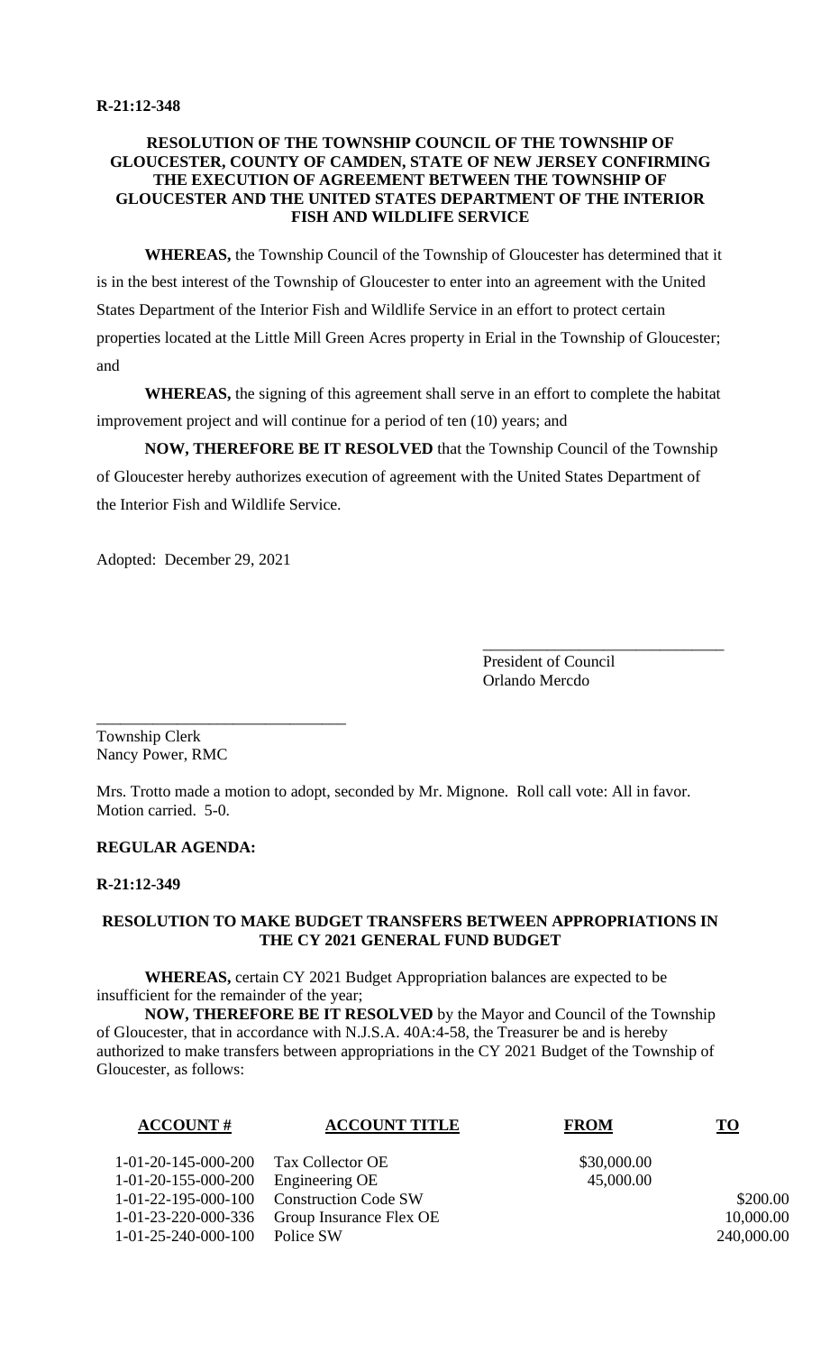**R-21:12-348**

**RESOLUTION OF THE TOWNSHIP COUNCIL OF THE TOWNSHIP OF GLOUCESTER, COUNTY OF CAMDEN, STATE OF NEW JERSEY CONFIRMING THE EXECUTION OF AGREEMENT BETWEEN THE TOWNSHIP OF GLOUCESTER AND THE UNITED STATES DEPARTMENT OF THE INTERIOR FISH AND WILDLIFE SERVICE**

**WHEREAS,** the Township Council of the Township of Gloucester has determined that it is in the best interest of the Township of Gloucester to enter into an agreement with the United States Department of the Interior Fish and Wildlife Service in an effort to protect certain properties located at the Little Mill Green Acres property in Erial in the Township of Gloucester; and

**WHEREAS,** the signing of this agreement shall serve in an effort to complete the habitat improvement project and will continue for a period of ten (10) years; and

**NOW, THEREFORE BE IT RESOLVED** that the Township Council of the Township of Gloucester hereby authorizes execution of agreement with the United States Department of the Interior Fish and Wildlife Service.

Adopted: December 29, 2021

______________________________
President of Council
Orlando Mercdo

______________________________
Township Clerk
Nancy Power, RMC

Mrs. Trotto made a motion to adopt, seconded by Mr. Mignone. Roll call vote: All in favor. Motion carried. 5-0.

**REGULAR AGENDA:**

**R-21:12-349**

**RESOLUTION TO MAKE BUDGET TRANSFERS BETWEEN APPROPRIATIONS IN THE CY 2021 GENERAL FUND BUDGET**

**WHEREAS,** certain CY 2021 Budget Appropriation balances are expected to be insufficient for the remainder of the year;

**NOW, THEREFORE BE IT RESOLVED** by the Mayor and Council of the Township of Gloucester, that in accordance with N.J.S.A. 40A:4-58, the Treasurer be and is hereby authorized to make transfers between appropriations in the CY 2021 Budget of the Township of Gloucester, as follows:

| ACCOUNT # | ACCOUNT TITLE | FROM | TO |
|---|---|---|---|
| 1-01-20-145-000-200 | Tax Collector OE | $30,000.00 | |
| 1-01-20-155-000-200 | Engineering OE | 45,000.00 | |
| 1-01-22-195-000-100 | Construction Code SW | | $200.00 |
| 1-01-23-220-000-336 | Group Insurance Flex OE | | 10,000.00 |
| 1-01-25-240-000-100 | Police SW | | 240,000.00 |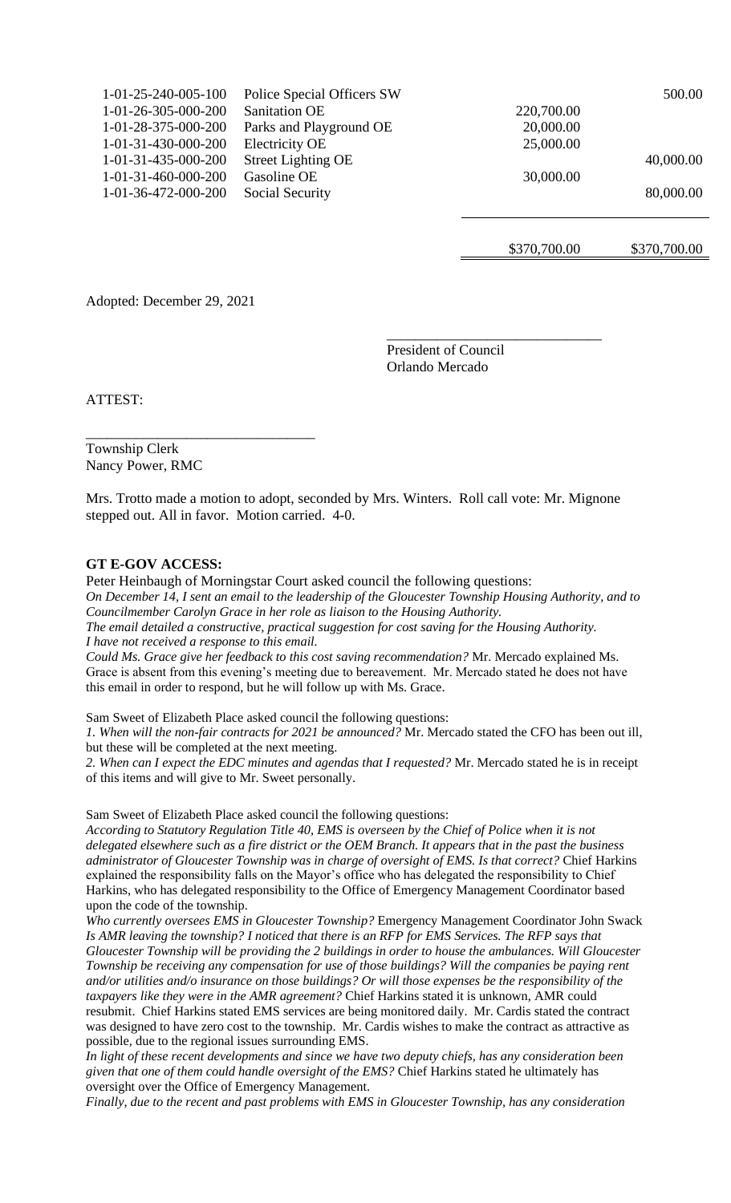| | | | |
|---|---|---|---|
| 1-01-25-240-005-100 | Police Special Officers SW | | 500.00 |
| 1-01-26-305-000-200 | Sanitation OE | 220,700.00 | |
| 1-01-28-375-000-200 | Parks and Playground OE | 20,000.00 | |
| 1-01-31-430-000-200 | Electricity OE | 25,000.00 | |
| 1-01-31-435-000-200 | Street Lighting OE | | 40,000.00 |
| 1-01-31-460-000-200 | Gasoline OE | 30,000.00 | |
| 1-01-36-472-000-200 | Social Security | | 80,000.00 |
| | | \$370,700.00 | \$370,700.00 |

Adopted: December 29, 2021

\_\_\_\_\_\_\_\_\_\_\_\_\_\_\_\_\_\_\_\_\_\_\_\_\_\_\_\_\_\_

President of Council
Orlando Mercado

ATTEST:

\_\_\_\_\_\_\_\_\_\_\_\_\_\_\_\_\_\_\_\_\_\_\_\_\_\_\_\_\_\_

Township Clerk
Nancy Power, RMC

Mrs. Trotto made a motion to adopt, seconded by Mrs. Winters. Roll call vote: Mr. Mignone stepped out. All in favor. Motion carried. 4-0.

**GT E-GOV ACCESS:**

Peter Heinbaugh of Morningstar Court asked council the following questions:
*On December 14, I sent an email to the leadership of the Gloucester Township Housing Authority, and to Councilmember Carolyn Grace in her role as liaison to the Housing Authority.*
*The email detailed a constructive, practical suggestion for cost saving for the Housing Authority.*
*I have not received a response to this email.*
*Could Ms. Grace give her feedback to this cost saving recommendation?* Mr. Mercado explained Ms. Grace is absent from this evening's meeting due to bereavement. Mr. Mercado stated he does not have this email in order to respond, but he will follow up with Ms. Grace.

Sam Sweet of Elizabeth Place asked council the following questions:
*1. When will the non-fair contracts for 2021 be announced?* Mr. Mercado stated the CFO has been out ill, but these will be completed at the next meeting.
*2. When can I expect the EDC minutes and agendas that I requested?* Mr. Mercado stated he is in receipt of this items and will give to Mr. Sweet personally.

Sam Sweet of Elizabeth Place asked council the following questions:
*According to Statutory Regulation Title 40, EMS is overseen by the Chief of Police when it is not delegated elsewhere such as a fire district or the OEM Branch. It appears that in the past the business administrator of Gloucester Township was in charge of oversight of EMS. Is that correct?* Chief Harkins explained the responsibility falls on the Mayor's office who has delegated the responsibility to Chief Harkins, who has delegated responsibility to the Office of Emergency Management Coordinator based upon the code of the township.
*Who currently oversees EMS in Gloucester Township?* Emergency Management Coordinator John Swack
*Is AMR leaving the township? I noticed that there is an RFP for EMS Services. The RFP says that Gloucester Township will be providing the 2 buildings in order to house the ambulances. Will Gloucester Township be receiving any compensation for use of those buildings? Will the companies be paying rent and/or utilities and/or insurance on those buildings? Or will those expenses be the responsibility of the taxpayers like they were in the AMR agreement?* Chief Harkins stated it is unknown, AMR could resubmit. Chief Harkins stated EMS services are being monitored daily. Mr. Cardis stated the contract was designed to have zero cost to the township. Mr. Cardis wishes to make the contract as attractive as possible, due to the regional issues surrounding EMS.
*In light of these recent developments and since we have two deputy chiefs, has any consideration been given that one of them could handle oversight of the EMS?* Chief Harkins stated he ultimately has oversight over the Office of Emergency Management.
*Finally, due to the recent and past problems with EMS in Gloucester Township, has any consideration*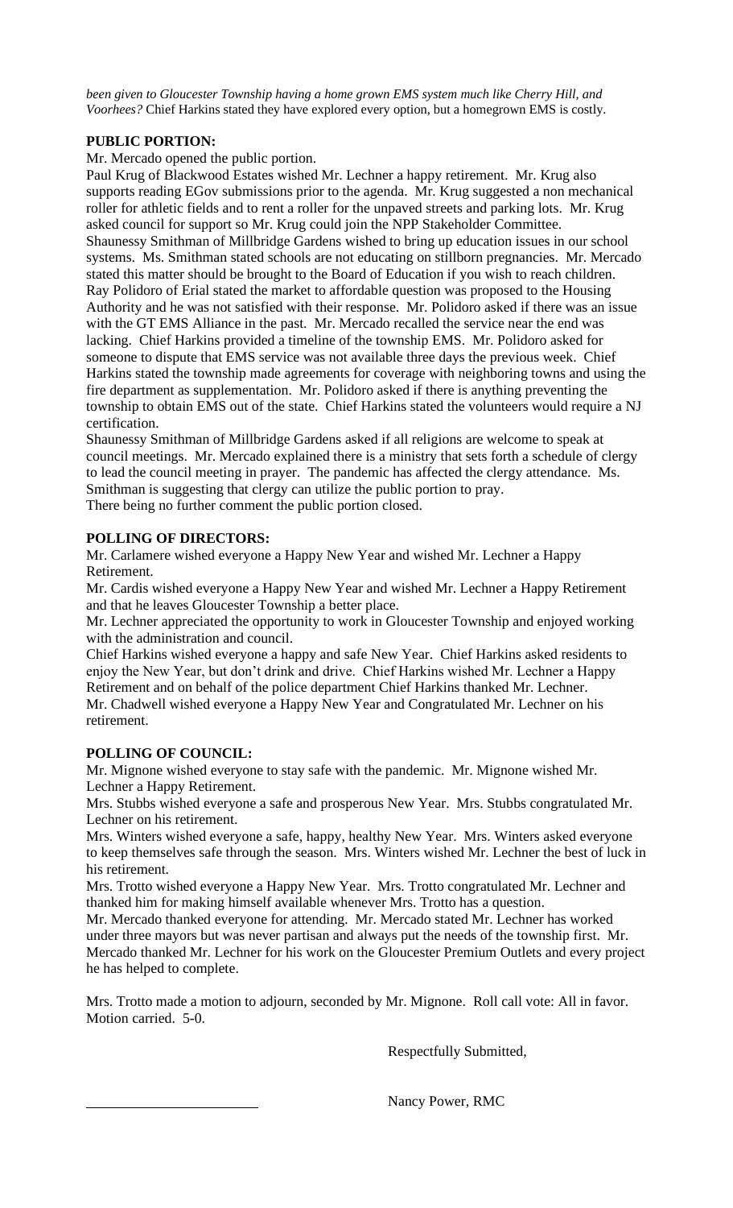*been given to Gloucester Township having a home grown EMS system much like Cherry Hill, and Voorhees?* Chief Harkins stated they have explored every option, but a homegrown EMS is costly.

**PUBLIC PORTION:**

Mr. Mercado opened the public portion.

Paul Krug of Blackwood Estates wished Mr. Lechner a happy retirement. Mr. Krug also supports reading EGov submissions prior to the agenda. Mr. Krug suggested a non mechanical roller for athletic fields and to rent a roller for the unpaved streets and parking lots. Mr. Krug asked council for support so Mr. Krug could join the NPP Stakeholder Committee.

Shaunessy Smithman of Millbridge Gardens wished to bring up education issues in our school systems. Ms. Smithman stated schools are not educating on stillborn pregnancies. Mr. Mercado stated this matter should be brought to the Board of Education if you wish to reach children.

Ray Polidoro of Erial stated the market to affordable question was proposed to the Housing Authority and he was not satisfied with their response. Mr. Polidoro asked if there was an issue with the GT EMS Alliance in the past. Mr. Mercado recalled the service near the end was lacking. Chief Harkins provided a timeline of the township EMS. Mr. Polidoro asked for someone to dispute that EMS service was not available three days the previous week. Chief Harkins stated the township made agreements for coverage with neighboring towns and using the fire department as supplementation. Mr. Polidoro asked if there is anything preventing the township to obtain EMS out of the state. Chief Harkins stated the volunteers would require a NJ certification.

Shaunessy Smithman of Millbridge Gardens asked if all religions are welcome to speak at council meetings. Mr. Mercado explained there is a ministry that sets forth a schedule of clergy to lead the council meeting in prayer. The pandemic has affected the clergy attendance. Ms. Smithman is suggesting that clergy can utilize the public portion to pray.

There being no further comment the public portion closed.

**POLLING OF DIRECTORS:**

Mr. Carlamere wished everyone a Happy New Year and wished Mr. Lechner a Happy Retirement.

Mr. Cardis wished everyone a Happy New Year and wished Mr. Lechner a Happy Retirement and that he leaves Gloucester Township a better place.

Mr. Lechner appreciated the opportunity to work in Gloucester Township and enjoyed working with the administration and council.

Chief Harkins wished everyone a happy and safe New Year. Chief Harkins asked residents to enjoy the New Year, but don't drink and drive. Chief Harkins wished Mr. Lechner a Happy Retirement and on behalf of the police department Chief Harkins thanked Mr. Lechner.

Mr. Chadwell wished everyone a Happy New Year and Congratulated Mr. Lechner on his retirement.

**POLLING OF COUNCIL:**

Mr. Mignone wished everyone to stay safe with the pandemic. Mr. Mignone wished Mr. Lechner a Happy Retirement.

Mrs. Stubbs wished everyone a safe and prosperous New Year. Mrs. Stubbs congratulated Mr. Lechner on his retirement.

Mrs. Winters wished everyone a safe, happy, healthy New Year. Mrs. Winters asked everyone to keep themselves safe through the season. Mrs. Winters wished Mr. Lechner the best of luck in his retirement.

Mrs. Trotto wished everyone a Happy New Year. Mrs. Trotto congratulated Mr. Lechner and thanked him for making himself available whenever Mrs. Trotto has a question.

Mr. Mercado thanked everyone for attending. Mr. Mercado stated Mr. Lechner has worked under three mayors but was never partisan and always put the needs of the township first. Mr. Mercado thanked Mr. Lechner for his work on the Gloucester Premium Outlets and every project he has helped to complete.

Mrs. Trotto made a motion to adjourn, seconded by Mr. Mignone. Roll call vote: All in favor. Motion carried. 5-0.

Respectfully Submitted,

Nancy Power, RMC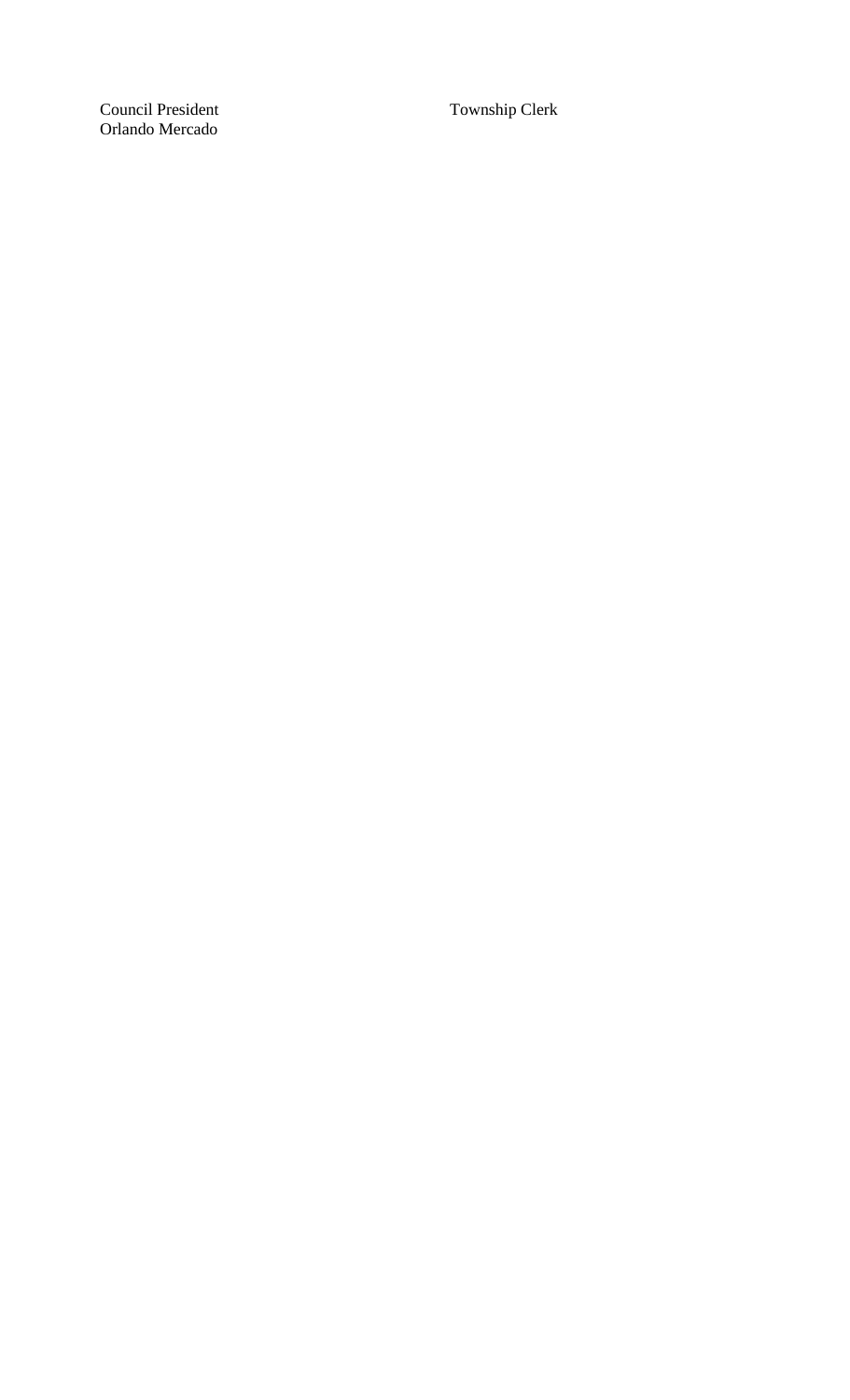Council President
Orlando Mercado

Township Clerk